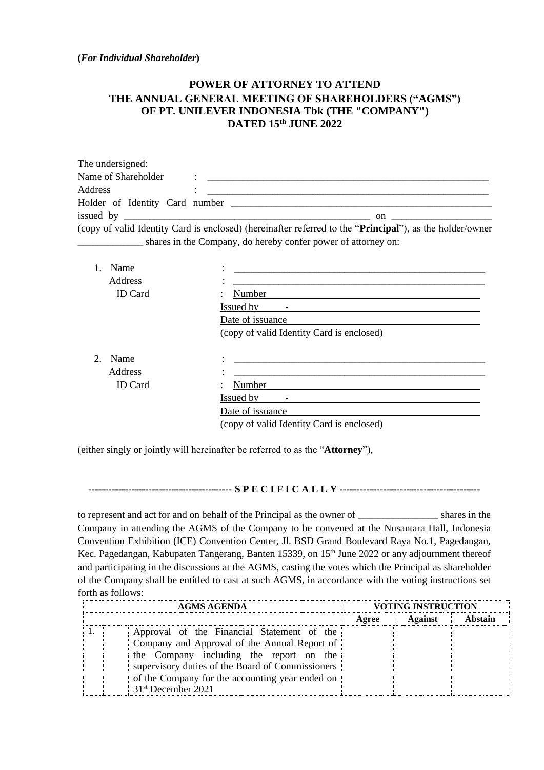**(*For Individual Shareholder*)**

# POWER OF ATTORNEY TO ATTEND THE ANNUAL GENERAL MEETING OF SHAREHOLDERS ("AGMS") OF PT. UNILEVER INDONESIA Tbk (THE "COMPANY") DATED 15th JUNE 2022

The undersigned:

Name of Shareholder : ___________________________________________________________

Address : ___________________________________________________________

Holder of Identity Card number ___________________________________________________________

issued by ___________________________________________________ on ____________________

(copy of valid Identity Card is enclosed) (hereinafter referred to the "**Principal**"), as the holder/owner _____________ shares in the Company, do hereby confer power of attorney on:

1. Name : _____________________________________________________

   Address : _____________________________________________________

   ID Card : Number

   Issued by -

   Date of issuance

   (copy of valid Identity Card is enclosed)

2. Name : _____________________________________________________

   Address : _____________________________________________________

   ID Card : Number

   Issued by -

   Date of issuance

   (copy of valid Identity Card is enclosed)

(either singly or jointly will hereinafter be referred to as the "**Attorney**"),

------------------------------------------ **S P E C I F I C A L L Y** ------------------------------------------

to represent and act for and on behalf of the Principal as the owner of ________________ shares in the Company in attending the AGMS of the Company to be convened at the Nusantara Hall, Indonesia Convention Exhibition (ICE) Convention Center, Jl. BSD Grand Boulevard Raya No.1, Pagedangan, Kec. Pagedangan, Kabupaten Tangerang, Banten 15339, on 15th June 2022 or any adjournment thereof and participating in the discussions at the AGMS, casting the votes which the Principal as shareholder of the Company shall be entitled to cast at such AGMS, in accordance with the voting instructions set forth as follows:

| AGMS AGENDA | | | VOTING INSTRUCTION | | |
|---|---|---|---|---|---|
| | | | Agree | Against | Abstain |
| 1. | | Approval of the Financial Statement of the Company and Approval of the Annual Report of the Company including the report on the supervisory duties of the Board of Commissioners of the Company for the accounting year ended on 31st December 2021 | | | |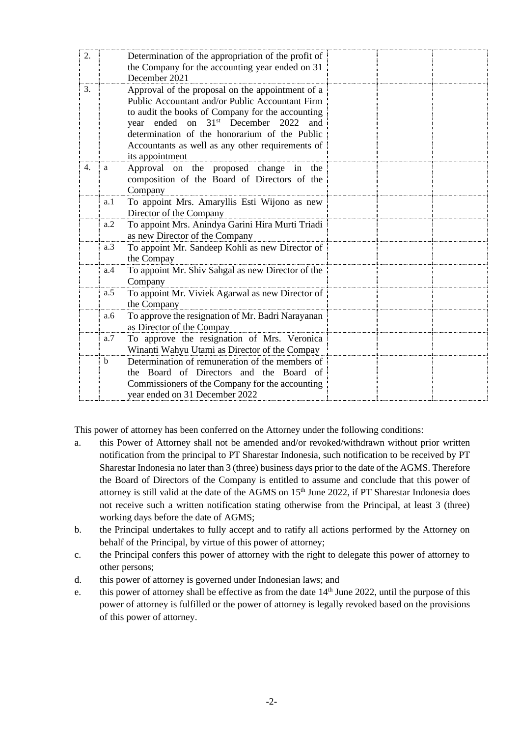| | | | | | |
|---|---|---|---|---|---|
| 2. | | Determination of the appropriation of the profit of the Company for the accounting year ended on 31 December 2021 | | | |
| 3. | | Approval of the proposal on the appointment of a Public Accountant and/or Public Accountant Firm to audit the books of Company for the accounting year ended on 31st December 2022 and determination of the honorarium of the Public Accountants as well as any other requirements of its appointment | | | |
| 4. | a | Approval on the proposed change in the composition of the Board of Directors of the Company | | | |
| | a.1 | To appoint Mrs. Amaryllis Esti Wijono as new Director of the Company | | | |
| | a.2 | To appoint Mrs. Anindya Garini Hira Murti Triadi as new Director of the Company | | | |
| | a.3 | To appoint Mr. Sandeep Kohli as new Director of the Compay | | | |
| | a.4 | To appoint Mr. Shiv Sahgal as new Director of the Company | | | |
| | a.5 | To appoint Mr. Viviek Agarwal as new Director of the Company | | | |
| | a.6 | To approve the resignation of Mr. Badri Narayanan as Director of the Compay | | | |
| | a.7 | To approve the resignation of Mrs. Veronica Winanti Wahyu Utami as Director of the Compay | | | |
| | b | Determination of remuneration of the members of the Board of Directors and the Board of Commissioners of the Company for the accounting year ended on 31 December 2022 | | | |

This power of attorney has been conferred on the Attorney under the following conditions:

a. this Power of Attorney shall not be amended and/or revoked/withdrawn without prior written notification from the principal to PT Sharestar Indonesia, such notification to be received by PT Sharestar Indonesia no later than 3 (three) business days prior to the date of the AGMS. Therefore the Board of Directors of the Company is entitled to assume and conclude that this power of attorney is still valid at the date of the AGMS on 15th June 2022, if PT Sharestar Indonesia does not receive such a written notification stating otherwise from the Principal, at least 3 (three) working days before the date of AGMS;
b. the Principal undertakes to fully accept and to ratify all actions performed by the Attorney on behalf of the Principal, by virtue of this power of attorney;
c. the Principal confers this power of attorney with the right to delegate this power of attorney to other persons;
d. this power of attorney is governed under Indonesian laws; and
e. this power of attorney shall be effective as from the date 14th June 2022, until the purpose of this power of attorney is fulfilled or the power of attorney is legally revoked based on the provisions of this power of attorney.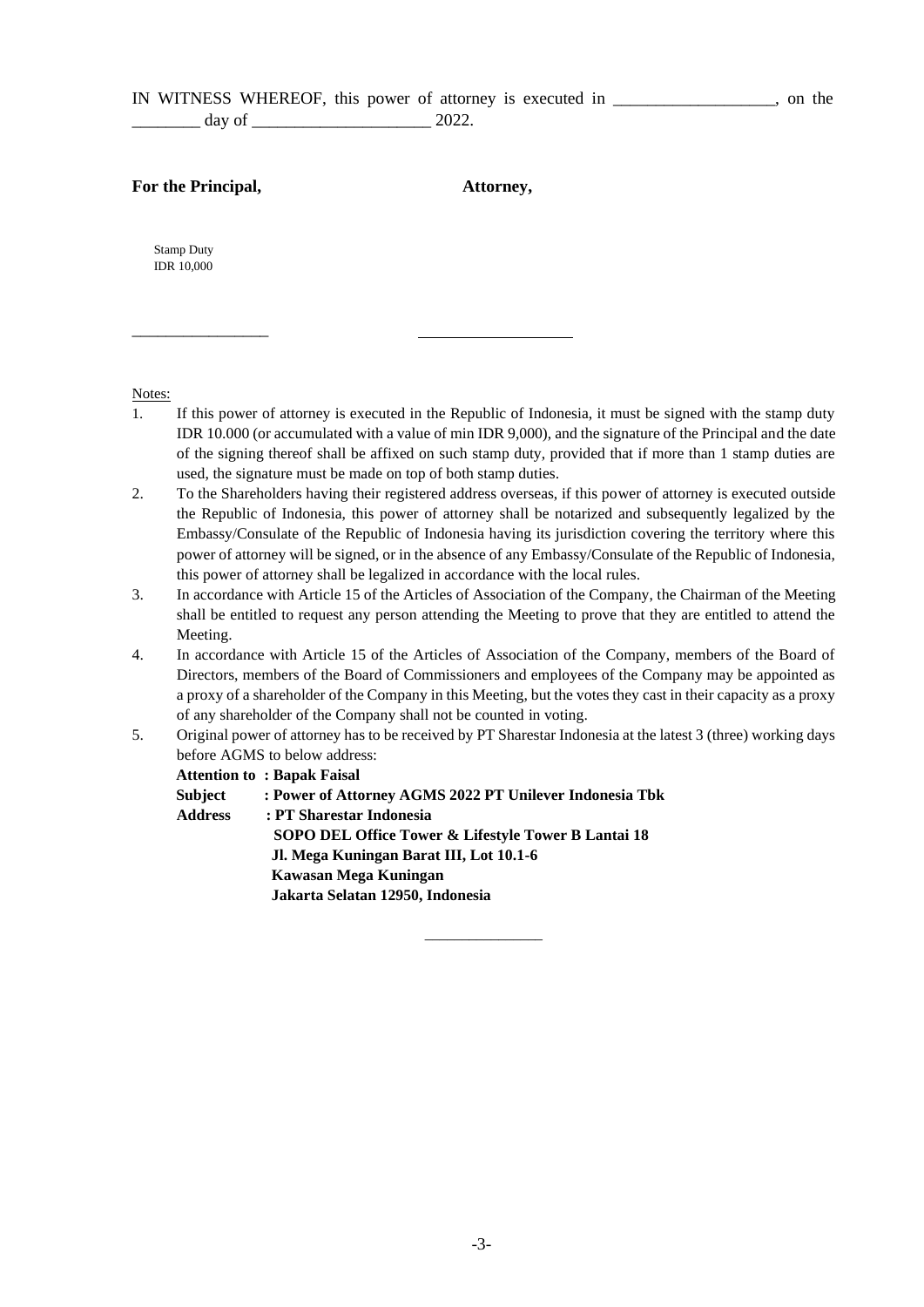IN WITNESS WHEREOF, this power of attorney is executed in ___________________, on the ________ day of _____________________ 2022.

**For the Principal,** **Attorney,**

Stamp Duty
IDR 10,000

_________________ ___________________

Notes:

1. If this power of attorney is executed in the Republic of Indonesia, it must be signed with the stamp duty IDR 10.000 (or accumulated with a value of min IDR 9,000), and the signature of the Principal and the date of the signing thereof shall be affixed on such stamp duty, provided that if more than 1 stamp duties are used, the signature must be made on top of both stamp duties.
2. To the Shareholders having their registered address overseas, if this power of attorney is executed outside the Republic of Indonesia, this power of attorney shall be notarized and subsequently legalized by the Embassy/Consulate of the Republic of Indonesia having its jurisdiction covering the territory where this power of attorney will be signed, or in the absence of any Embassy/Consulate of the Republic of Indonesia, this power of attorney shall be legalized in accordance with the local rules.
3. In accordance with Article 15 of the Articles of Association of the Company, the Chairman of the Meeting shall be entitled to request any person attending the Meeting to prove that they are entitled to attend the Meeting.
4. In accordance with Article 15 of the Articles of Association of the Company, members of the Board of Directors, members of the Board of Commissioners and employees of the Company may be appointed as a proxy of a shareholder of the Company in this Meeting, but the votes they cast in their capacity as a proxy of any shareholder of the Company shall not be counted in voting.
5. Original power of attorney has to be received by PT Sharestar Indonesia at the latest 3 (three) working days before AGMS to below address:

   **Attention to : Bapak Faisal**
   **Subject : Power of Attorney AGMS 2022 PT Unilever Indonesia Tbk**
   **Address : PT Sharestar Indonesia**
   **SOPO DEL Office Tower & Lifestyle Tower B Lantai 18**
   **Jl. Mega Kuningan Barat III, Lot 10.1-6**
   **Kawasan Mega Kuningan**
   **Jakarta Selatan 12950, Indonesia**

_______________